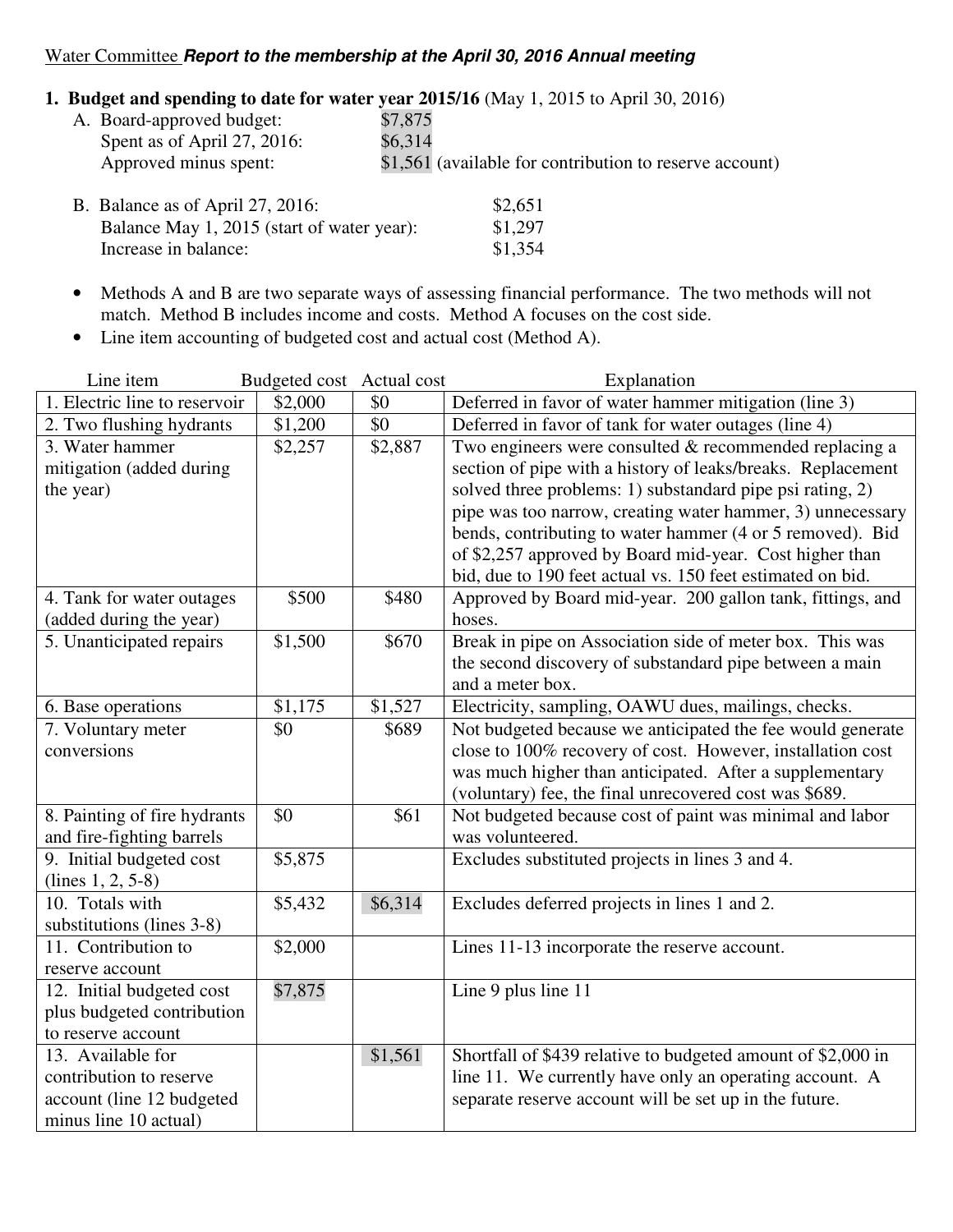Water Committee ***Report to the membership at the April 30, 2016 Annual meeting***

**1. Budget and spending to date for water year 2015/16** (May 1, 2015 to April 30, 2016)

A. Board-approved budget: $7,875
Spent as of April 27, 2016: $6,314
Approved minus spent: $1,561 (available for contribution to reserve account)

B. Balance as of April 27, 2016: $2,651
Balance May 1, 2015 (start of water year): $1,297
Increase in balance: $1,354

- Methods A and B are two separate ways of assessing financial performance. The two methods will not match. Method B includes income and costs. Method A focuses on the cost side.
- Line item accounting of budgeted cost and actual cost (Method A).

| Line item | Budgeted cost | Actual cost | Explanation |
|---|---|---|---|
| 1. Electric line to reservoir | $2,000 | $0 | Deferred in favor of water hammer mitigation (line 3) |
| 2. Two flushing hydrants | $1,200 | $0 | Deferred in favor of tank for water outages (line 4) |
| 3. Water hammer mitigation (added during the year) | $2,257 | $2,887 | Two engineers were consulted & recommended replacing a section of pipe with a history of leaks/breaks. Replacement solved three problems: 1) substandard pipe psi rating, 2) pipe was too narrow, creating water hammer, 3) unnecessary bends, contributing to water hammer (4 or 5 removed). Bid of $2,257 approved by Board mid-year. Cost higher than bid, due to 190 feet actual vs. 150 feet estimated on bid. |
| 4. Tank for water outages (added during the year) | $500 | $480 | Approved by Board mid-year. 200 gallon tank, fittings, and hoses. |
| 5. Unanticipated repairs | $1,500 | $670 | Break in pipe on Association side of meter box. This was the second discovery of substandard pipe between a main and a meter box. |
| 6. Base operations | $1,175 | $1,527 | Electricity, sampling, OAWU dues, mailings, checks. |
| 7. Voluntary meter conversions | $0 | $689 | Not budgeted because we anticipated the fee would generate close to 100% recovery of cost. However, installation cost was much higher than anticipated. After a supplementary (voluntary) fee, the final unrecovered cost was $689. |
| 8. Painting of fire hydrants and fire-fighting barrels | $0 | $61 | Not budgeted because cost of paint was minimal and labor was volunteered. |
| 9. Initial budgeted cost (lines 1, 2, 5-8) | $5,875 | | Excludes substituted projects in lines 3 and 4. |
| 10. Totals with substitutions (lines 3-8) | $5,432 | $6,314 | Excludes deferred projects in lines 1 and 2. |
| 11. Contribution to reserve account | $2,000 | | Lines 11-13 incorporate the reserve account. |
| 12. Initial budgeted cost plus budgeted contribution to reserve account | $7,875 | | Line 9 plus line 11 |
| 13. Available for contribution to reserve account (line 12 budgeted minus line 10 actual) | | $1,561 | Shortfall of $439 relative to budgeted amount of $2,000 in line 11. We currently have only an operating account. A separate reserve account will be set up in the future. |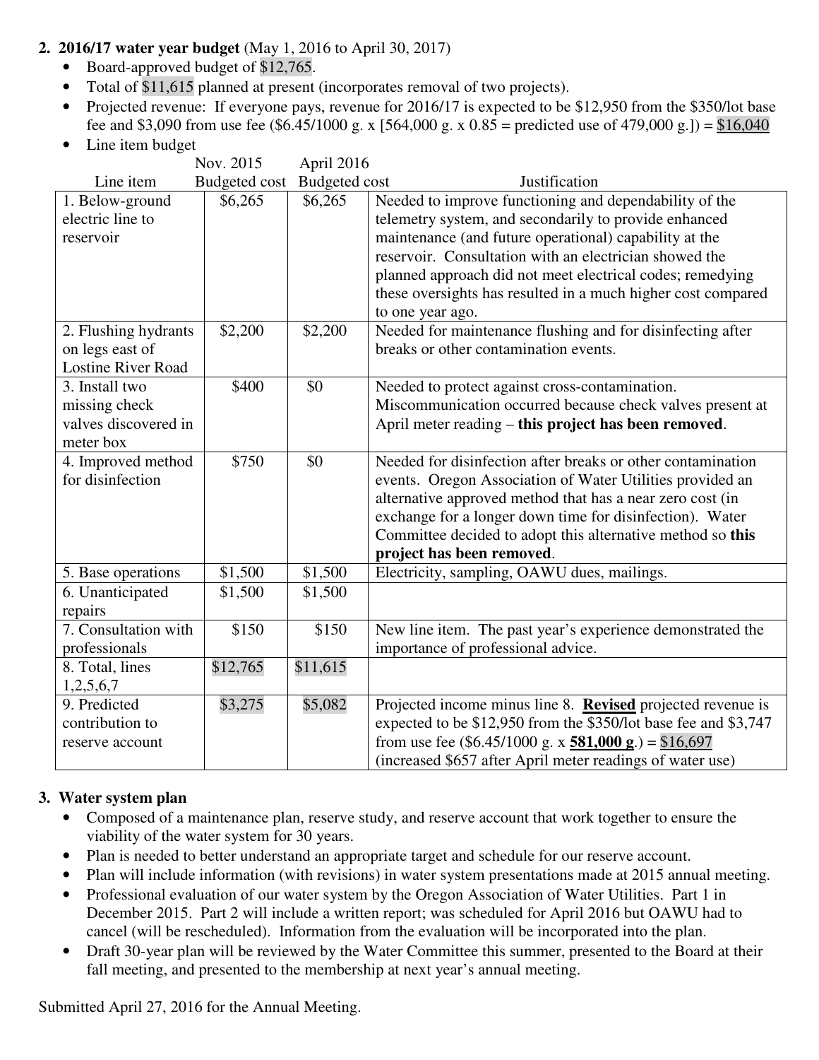**2. 2016/17 water year budget** (May 1, 2016 to April 30, 2017)

- Board-approved budget of $12,765.
- Total of $11,615 planned at present (incorporates removal of two projects).
- Projected revenue: If everyone pays, revenue for 2016/17 is expected to be $12,950 from the $350/lot base fee and $3,090 from use fee ($6.45/1000 g. x [564,000 g. x 0.85 = predicted use of 479,000 g.]) = $16,040
- Line item budget

| Line item | Nov. 2015 Budgeted cost | April 2016 Budgeted cost | Justification |
|---|---|---|---|
| 1. Below-ground electric line to reservoir | $6,265 | $6,265 | Needed to improve functioning and dependability of the telemetry system, and secondarily to provide enhanced maintenance (and future operational) capability at the reservoir. Consultation with an electrician showed the planned approach did not meet electrical codes; remedying these oversights has resulted in a much higher cost compared to one year ago. |
| 2. Flushing hydrants on legs east of Lostine River Road | $2,200 | $2,200 | Needed for maintenance flushing and for disinfecting after breaks or other contamination events. |
| 3. Install two missing check valves discovered in meter box | $400 | $0 | Needed to protect against cross-contamination. Miscommunication occurred because check valves present at April meter reading – **this project has been removed**. |
| 4. Improved method for disinfection | $750 | $0 | Needed for disinfection after breaks or other contamination events. Oregon Association of Water Utilities provided an alternative approved method that has a near zero cost (in exchange for a longer down time for disinfection). Water Committee decided to adopt this alternative method so **this project has been removed**. |
| 5. Base operations | $1,500 | $1,500 | Electricity, sampling, OAWU dues, mailings. |
| 6. Unanticipated repairs | $1,500 | $1,500 | |
| 7. Consultation with professionals | $150 | $150 | New line item. The past year's experience demonstrated the importance of professional advice. |
| 8. Total, lines 1,2,5,6,7 | $12,765 | $11,615 | |
| 9. Predicted contribution to reserve account | $3,275 | $5,082 | Projected income minus line 8. **Revised** projected revenue is expected to be $12,950 from the $350/lot base fee and $3,747 from use fee ($6.45/1000 g. x **581,000 g**.) = $16,697 (increased $657 after April meter readings of water use) |

**3. Water system plan**

- Composed of a maintenance plan, reserve study, and reserve account that work together to ensure the viability of the water system for 30 years.
- Plan is needed to better understand an appropriate target and schedule for our reserve account.
- Plan will include information (with revisions) in water system presentations made at 2015 annual meeting.
- Professional evaluation of our water system by the Oregon Association of Water Utilities. Part 1 in December 2015. Part 2 will include a written report; was scheduled for April 2016 but OAWU had to cancel (will be rescheduled). Information from the evaluation will be incorporated into the plan.
- Draft 30-year plan will be reviewed by the Water Committee this summer, presented to the Board at their fall meeting, and presented to the membership at next year's annual meeting.

Submitted April 27, 2016 for the Annual Meeting.